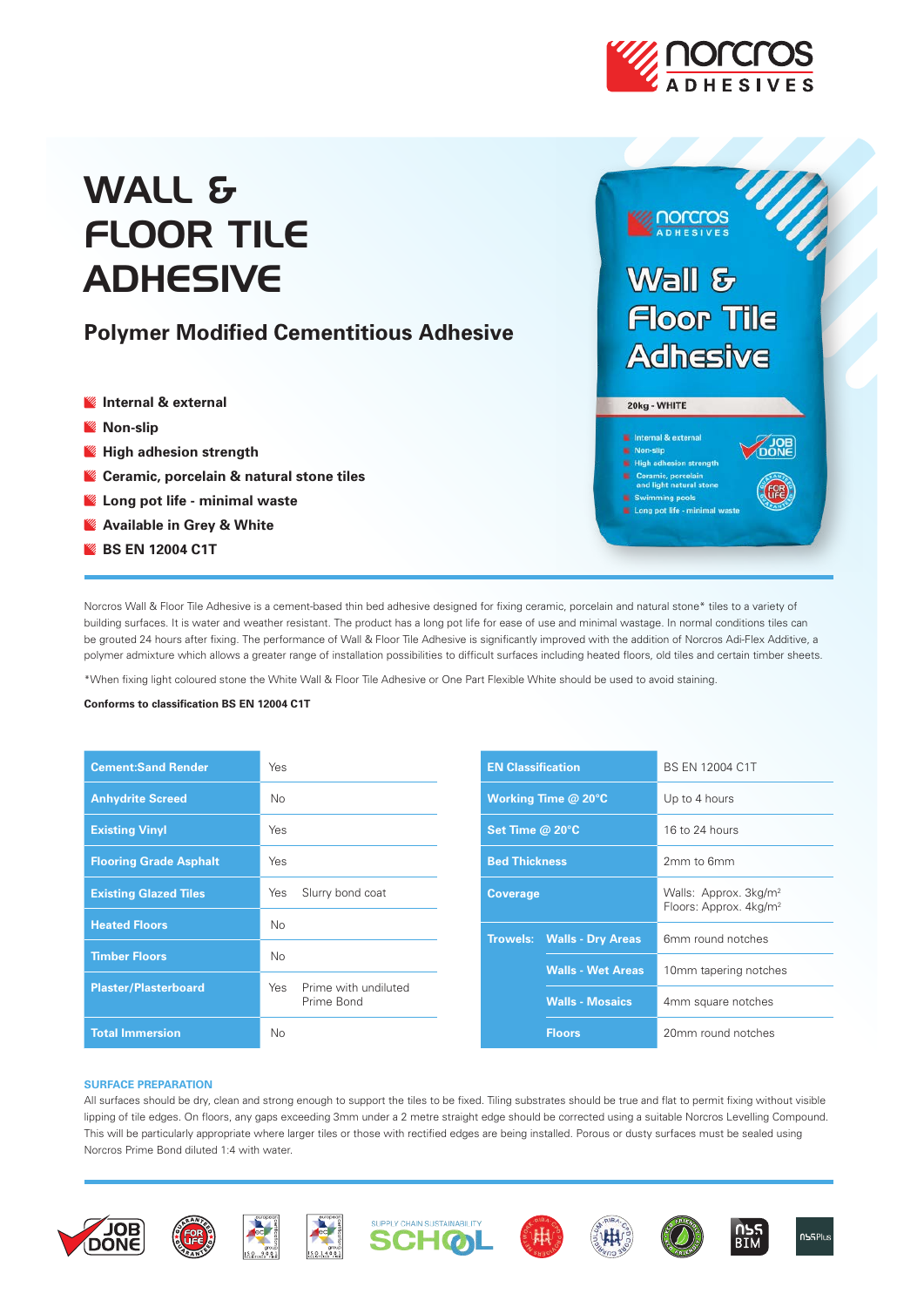# WALL & FLOOR TILE ADHESIVE

## Polymer Modified Cementitious Adhesive

- Internal & external
- Non-slip
- High adhesion strength
- Ceramic, porcelain & natural stone tiles
- Long pot life - minimal waste
- Available in Grey & White
- BS EN 12004 C1T

Norcros Wall & Floor Tile Adhesive is a cement-based thin bed adhesive designed for fixing ceramic, porcelain and natural stone* tiles to a variety of building surfaces. It is water and weather resistant. The product has a long pot life for ease of use and minimal wastage. In normal conditions tiles can be grouted 24 hours after fixing. The performance of Wall & Floor Tile Adhesive is significantly improved with the addition of Norcros Adi-Flex Additive, a polymer admixture which allows a greater range of installation possibilities to difficult surfaces including heated floors, old tiles and certain timber sheets.

*When fixing light coloured stone the White Wall & Floor Tile Adhesive or One Part Flexible White should be used to avoid staining.

**Conforms to classification BS EN 12004 C1T**

| Substrate | Suitable | Notes |
|---|---|---|
| Cement:Sand Render | Yes | |
| Anhydrite Screed | No | |
| Existing Vinyl | Yes | |
| Flooring Grade Asphalt | Yes | |
| Existing Glazed Tiles | Yes | Slurry bond coat |
| Heated Floors | No | |
| Timber Floors | No | |
| Plaster/Plasterboard | Yes | Prime with undiluted Prime Bond |
| Total Immersion | No | |

| Property | | Value |
|---|---|---|
| EN Classification | | BS EN 12004 C1T |
| Working Time @ 20°C | | Up to 4 hours |
| Set Time @ 20°C | | 16 to 24 hours |
| Bed Thickness | | 2mm to 6mm |
| Coverage | | Walls: Approx. 3kg/m² Floors: Approx. 4kg/m² |
| Trowels: | Walls - Dry Areas | 6mm round notches |
| | Walls - Wet Areas | 10mm tapering notches |
| | Walls - Mosaics | 4mm square notches |
| | Floors | 20mm round notches |

### SURFACE PREPARATION

All surfaces should be dry, clean and strong enough to support the tiles to be fixed. Tiling substrates should be true and flat to permit fixing without visible lipping of tile edges. On floors, any gaps exceeding 3mm under a 2 metre straight edge should be corrected using a suitable Norcros Levelling Compound. This will be particularly appropriate where larger tiles or those with rectified edges are being installed. Porous or dusty surfaces must be sealed using Norcros Prime Bond diluted 1:4 with water.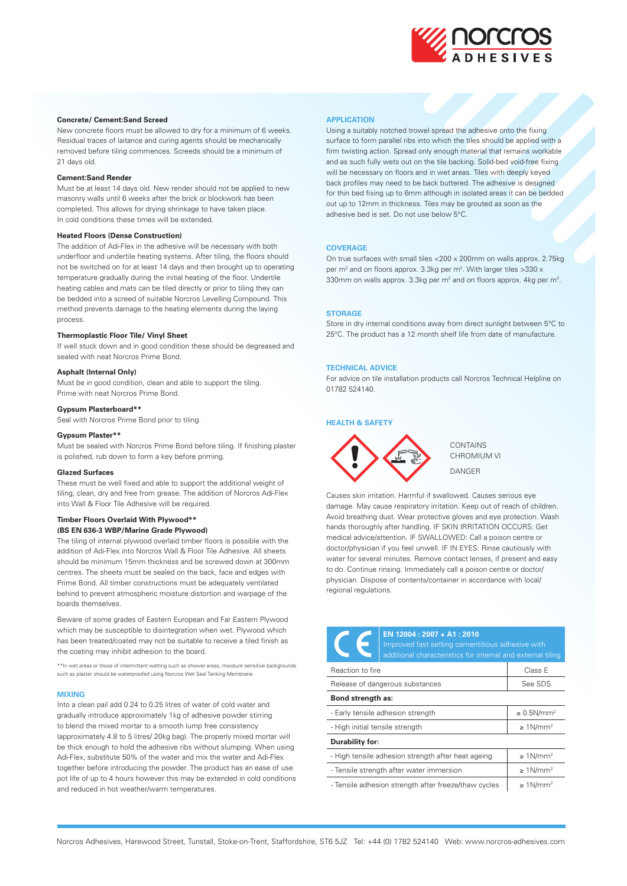### Concrete/ Cement:Sand Screed

New concrete floors must be allowed to dry for a minimum of 6 weeks. Residual traces of laitance and curing agents should be mechanically removed before tiling commences. Screeds should be a minimum of 21 days old.

### Cement:Sand Render

Must be at least 14 days old. New render should not be applied to new masonry walls until 6 weeks after the brick or blockwork has been completed. This allows for drying shrinkage to have taken place. In cold conditions these times will be extended.

### Heated Floors (Dense Construction)

The addition of Adi-Flex in the adhesive will be necessary with both underfloor and undertile heating systems. After tiling, the floors should not be switched on for at least 14 days and then brought up to operating temperature gradually during the initial heating of the floor. Undertile heating cables and mats can be tiled directly or prior to tiling they can be bedded into a screed of suitable Norcros Levelling Compound. This method prevents damage to the heating elements during the laying process.

### Thermoplastic Floor Tile/ Vinyl Sheet

If well stuck down and in good condition these should be degreased and sealed with neat Norcros Prime Bond.

### Asphalt (Internal Only)

Must be in good condition, clean and able to support the tiling. Prime with neat Norcros Prime Bond.

### Gypsum Plasterboard**

Seal with Norcros Prime Bond prior to tiling.

### Gypsum Plaster**

Must be sealed with Norcros Prime Bond before tiling. If finishing plaster is polished, rub down to form a key before priming.

### Glazed Surfaces

These must be well fixed and able to support the additional weight of tiling, clean, dry and free from grease. The addition of Norcros Adi-Flex into Wall & Floor Tile Adhesive will be required.

### Timber Floors Overlaid With Plywood** (BS EN 636-3 WBP/Marine Grade Plywood)

The tiling of internal plywood overlaid timber floors is possible with the addition of Adi-Flex into Norcros Wall & Floor Tile Adhesive. All sheets should be minimum 15mm thickness and be screwed down at 300mm centres. The sheets must be sealed on the back, face and edges with Prime Bond. All timber constructions must be adequately ventilated behind to prevent atmospheric moisture distortion and warpage of the boards themselves.

Beware of some grades of Eastern European and Far Eastern Plywood which may be susceptible to disintegration when wet. Plywood which has been treated/coated may not be suitable to receive a tiled finish as the coating may inhibit adhesion to the board.

**In wet areas or those of intermittent wetting such as shower areas, moisture sensitive backgrounds such as plaster should be waterproofed using Norcros Wet Seal Tanking Membrane.

## MIXING

Into a clean pail add 0.24 to 0.25 litres of water of cold water and gradually introduce approximately 1kg of adhesive powder stirring to blend the mixed mortar to a smooth lump free consistency (approximately 4.8 to 5 litres/ 20kg bag). The properly mixed mortar will be thick enough to hold the adhesive ribs without slumping. When using Adi-Flex, substitute 50% of the water and mix the water and Adi-Flex together before introducing the powder. The product has an ease of use pot life of up to 4 hours however this may be extended in cold conditions and reduced in hot weather/warm temperatures.

## APPLICATION

Using a suitably notched trowel spread the adhesive onto the fixing surface to form parallel ribs into which the tiles should be applied with a firm twisting action. Spread only enough material that remains workable and as such fully wets out on the tile backing. Solid-bed void-free fixing will be necessary on floors and in wet areas. Tiles with deeply keyed back profiles may need to be back buttered. The adhesive is designed for thin bed fixing up to 6mm although in isolated areas it can be bedded out up to 12mm in thickness. Tiles may be grouted as soon as the adhesive bed is set. Do not use below 5°C.

## COVERAGE

On true surfaces with small tiles <200 x 200mm on walls approx. 2.75kg per m$^2$ and on floors approx. 3.3kg per m$^2$. With larger tiles >330 x 330mm on walls approx. 3.3kg per m$^2$ and on floors approx. 4kg per m$^2$.

## STORAGE

Store in dry internal conditions away from direct sunlight between 5°C to 25°C. The product has a 12 month shelf life from date of manufacture.

## TECHNICAL ADVICE

For advice on tile installation products call Norcros Technical Helpline on 01782 524140.

## HEALTH & SAFETY

CONTAINS CHROMIUM VI

DANGER

Causes skin irritation. Harmful if swallowed. Causes serious eye damage. May cause respiratory irritation. Keep out of reach of children. Avoid breathing dust. Wear protective gloves and eye protection. Wash hands thoroughly after handling. IF SKIN IRRITATION OCCURS: Get medical advice/attention. IF SWALLOWED: Call a poison centre or doctor/physician if you feel unwell. IF IN EYES: Rinse cautiously with water for several minutes. Remove contact lenses, if present and easy to do. Continue rinsing. Immediately call a poison centre or doctor/ physician. Dispose of contents/container in accordance with local/ regional regulations.

**CE — EN 12004 : 2007 + A1 : 2010**
Improved fast setting cementitious adhesive with additional characteristics for internal and external tiling

| | |
|---|---|
| Reaction to fire | Class E |
| Release of dangerous substances | See SDS |
| **Bond strength as:** | |
| - Early tensile adhesion strength | ≥ 0.5N/mm$^2$ |
| - High initial tensile strength | ≥ 1N/mm$^2$ |
| **Durability for:** | |
| - High tensile adhesion strength after heat ageing | ≥ 1N/mm$^2$ |
| - Tensile strength after water immersion | ≥ 1N/mm$^2$ |
| - Tensile adhesion strength after freeze/thaw cycles | ≥ 1N/mm$^2$ |

Norcros Adhesives, Harewood Street, Tunstall, Stoke-on-Trent, Staffordshire, ST6 5JZ Tel: +44 (0) 1782 524140 Web: www.norcros-adhesives.com